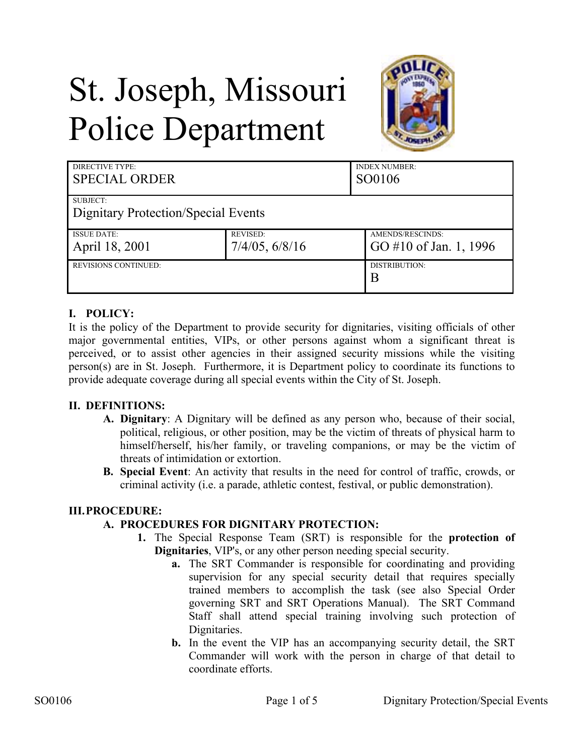# St. Joseph, Missouri Police Department

| DIRECTIVE TYPE: SPECIAL ORDER | | INDEX NUMBER: SO0106 |
|---|---|---|
| SUBJECT: Dignitary Protection/Special Events | | |
| ISSUE DATE: April 18, 2001 | REVISED: 7/4/05, 6/8/16 | AMENDS/RESCINDS: GO #10 of Jan. 1, 1996 |
| REVISIONS CONTINUED: | | DISTRIBUTION: B |

## I. POLICY:

It is the policy of the Department to provide security for dignitaries, visiting officials of other major governmental entities, VIPs, or other persons against whom a significant threat is perceived, or to assist other agencies in their assigned security missions while the visiting person(s) are in St. Joseph. Furthermore, it is Department policy to coordinate its functions to provide adequate coverage during all special events within the City of St. Joseph.

## II. DEFINITIONS:

**A. Dignitary**: A Dignitary will be defined as any person who, because of their social, political, religious, or other position, may be the victim of threats of physical harm to himself/herself, his/her family, or traveling companions, or may be the victim of threats of intimidation or extortion.

**B. Special Event**: An activity that results in the need for control of traffic, crowds, or criminal activity (i.e. a parade, athletic contest, festival, or public demonstration).

## III. PROCEDURE:

### A. PROCEDURES FOR DIGNITARY PROTECTION:

1. The Special Response Team (SRT) is responsible for the **protection of Dignitaries**, VIP's, or any other person needing special security.
   - **a.** The SRT Commander is responsible for coordinating and providing supervision for any special security detail that requires specially trained members to accomplish the task (see also Special Order governing SRT and SRT Operations Manual). The SRT Command Staff shall attend special training involving such protection of Dignitaries.
   - **b.** In the event the VIP has an accompanying security detail, the SRT Commander will work with the person in charge of that detail to coordinate efforts.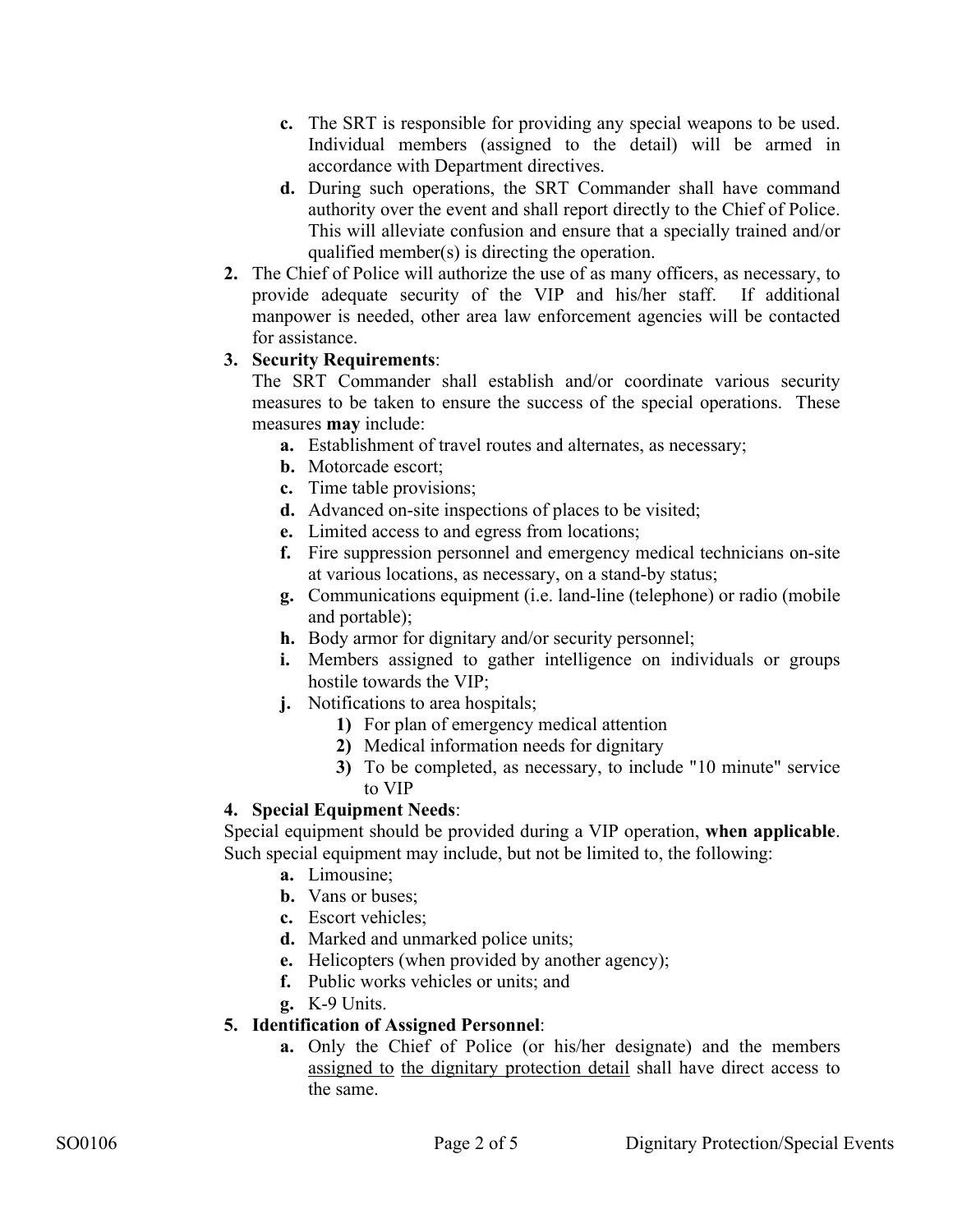c. The SRT is responsible for providing any special weapons to be used. Individual members (assigned to the detail) will be armed in accordance with Department directives.

d. During such operations, the SRT Commander shall have command authority over the event and shall report directly to the Chief of Police. This will alleviate confusion and ensure that a specially trained and/or qualified member(s) is directing the operation.

2. The Chief of Police will authorize the use of as many officers, as necessary, to provide adequate security of the VIP and his/her staff. If additional manpower is needed, other area law enforcement agencies will be contacted for assistance.

3. **Security Requirements**:
The SRT Commander shall establish and/or coordinate various security measures to be taken to ensure the success of the special operations. These measures **may** include:
   - a. Establishment of travel routes and alternates, as necessary;
   - b. Motorcade escort;
   - c. Time table provisions;
   - d. Advanced on-site inspections of places to be visited;
   - e. Limited access to and egress from locations;
   - f. Fire suppression personnel and emergency medical technicians on-site at various locations, as necessary, on a stand-by status;
   - g. Communications equipment (i.e. land-line (telephone) or radio (mobile and portable);
   - h. Body armor for dignitary and/or security personnel;
   - i. Members assigned to gather intelligence on individuals or groups hostile towards the VIP;
   - j. Notifications to area hospitals;
     - 1) For plan of emergency medical attention
     - 2) Medical information needs for dignitary
     - 3) To be completed, as necessary, to include "10 minute" service to VIP

4. **Special Equipment Needs**:
Special equipment should be provided during a VIP operation, **when applicable**. Such special equipment may include, but not be limited to, the following:
   - a. Limousine;
   - b. Vans or buses;
   - c. Escort vehicles;
   - d. Marked and unmarked police units;
   - e. Helicopters (when provided by another agency);
   - f. Public works vehicles or units; and
   - g. K-9 Units.

5. **Identification of Assigned Personnel**:
   - a. Only the Chief of Police (or his/her designate) and the members <u>assigned to</u> <u>the dignitary protection detail</u> shall have direct access to the same.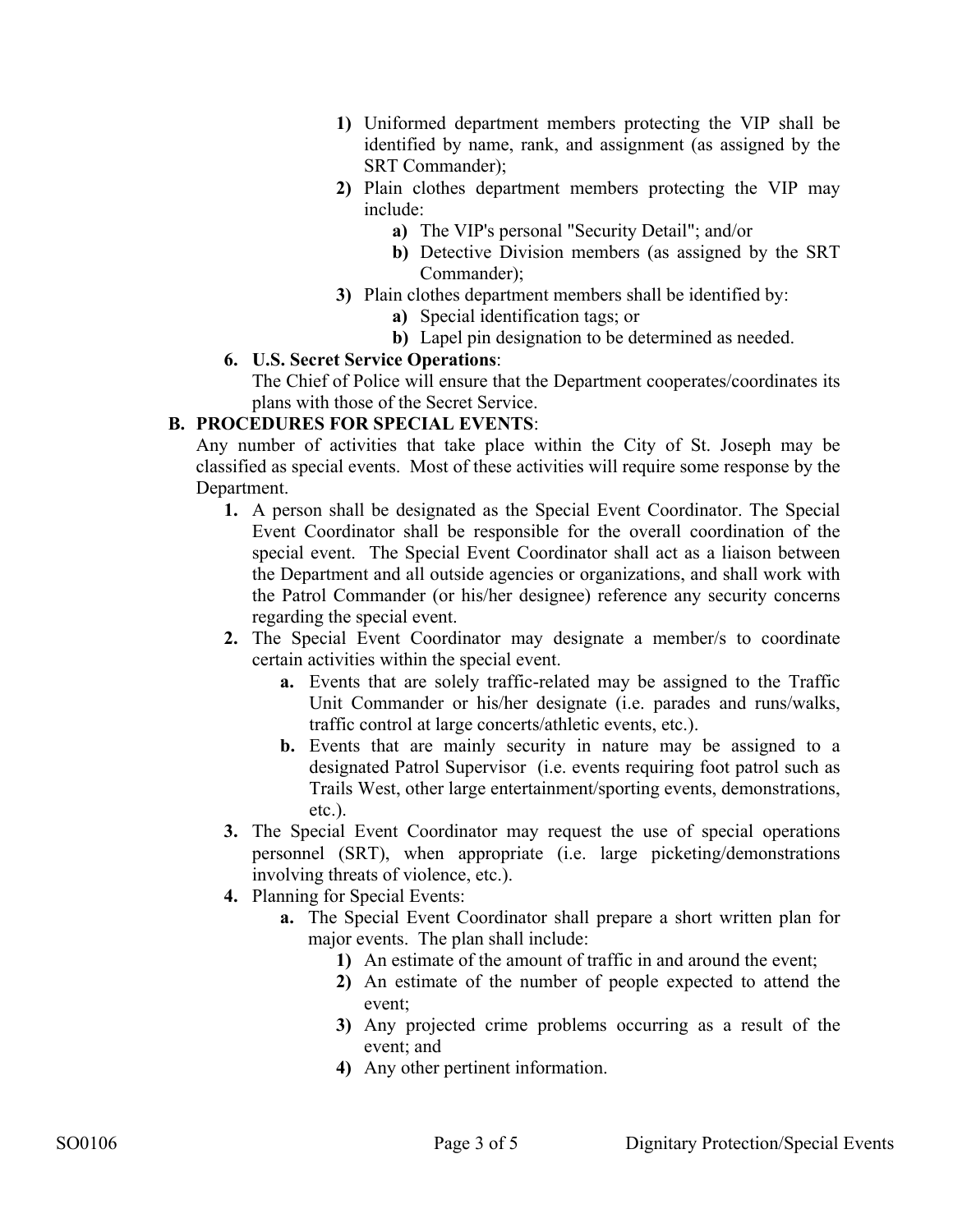1) Uniformed department members protecting the VIP shall be identified by name, rank, and assignment (as assigned by the SRT Commander);
2) Plain clothes department members protecting the VIP may include:
    a) The VIP's personal "Security Detail"; and/or
    b) Detective Division members (as assigned by the SRT Commander);
3) Plain clothes department members shall be identified by:
    a) Special identification tags; or
    b) Lapel pin designation to be determined as needed.

**6. U.S. Secret Service Operations**:
The Chief of Police will ensure that the Department cooperates/coordinates its plans with those of the Secret Service.

**B. PROCEDURES FOR SPECIAL EVENTS**:

Any number of activities that take place within the City of St. Joseph may be classified as special events. Most of these activities will require some response by the Department.

1. A person shall be designated as the Special Event Coordinator. The Special Event Coordinator shall be responsible for the overall coordination of the special event. The Special Event Coordinator shall act as a liaison between the Department and all outside agencies or organizations, and shall work with the Patrol Commander (or his/her designee) reference any security concerns regarding the special event.
2. The Special Event Coordinator may designate a member/s to coordinate certain activities within the special event.
    a. Events that are solely traffic-related may be assigned to the Traffic Unit Commander or his/her designate (i.e. parades and runs/walks, traffic control at large concerts/athletic events, etc.).
    b. Events that are mainly security in nature may be assigned to a designated Patrol Supervisor (i.e. events requiring foot patrol such as Trails West, other large entertainment/sporting events, demonstrations, etc.).
3. The Special Event Coordinator may request the use of special operations personnel (SRT), when appropriate (i.e. large picketing/demonstrations involving threats of violence, etc.).
4. Planning for Special Events:
    a. The Special Event Coordinator shall prepare a short written plan for major events. The plan shall include:
        1) An estimate of the amount of traffic in and around the event;
        2) An estimate of the number of people expected to attend the event;
        3) Any projected crime problems occurring as a result of the event; and
        4) Any other pertinent information.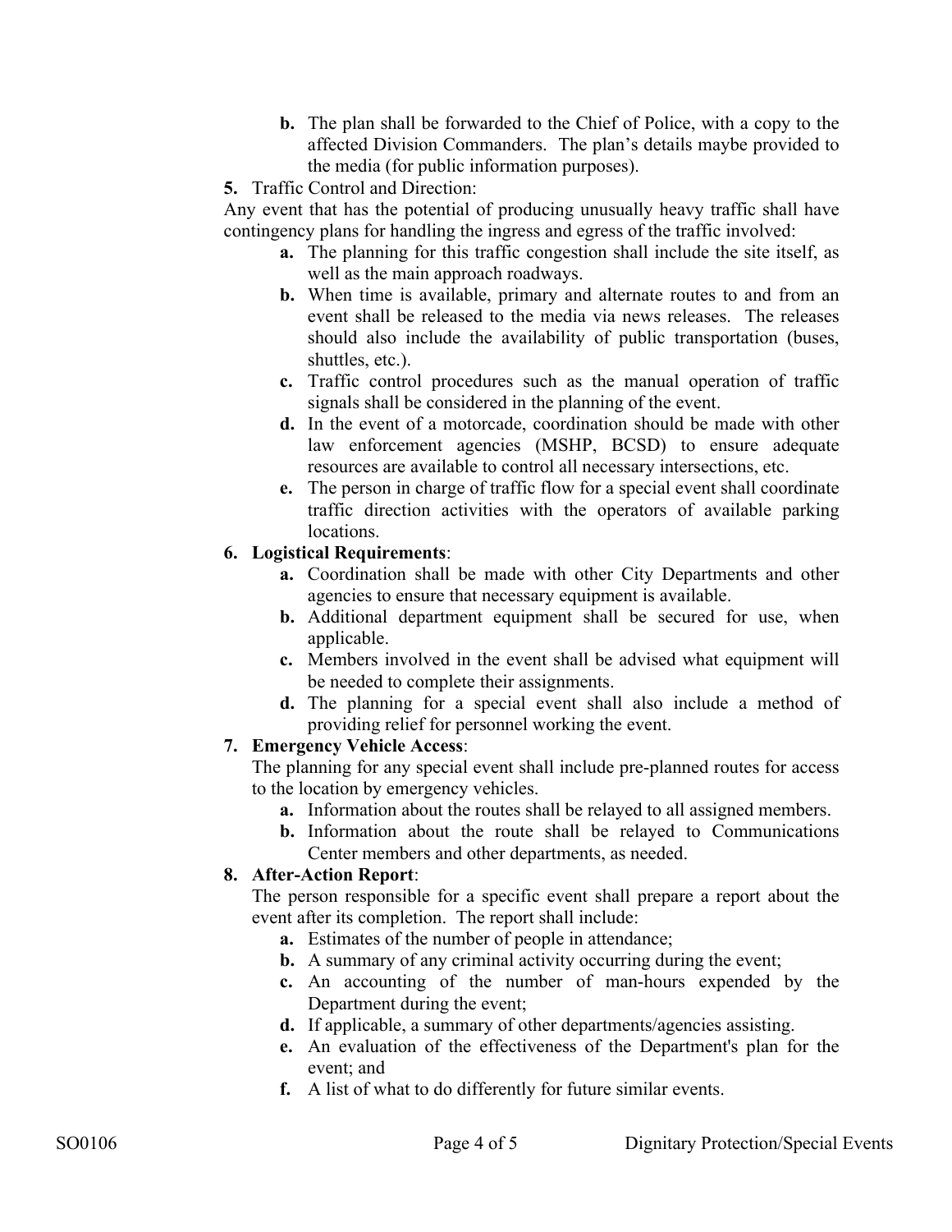**b.** The plan shall be forwarded to the Chief of Police, with a copy to the affected Division Commanders. The plan's details maybe provided to the media (for public information purposes).

**5.** Traffic Control and Direction:

Any event that has the potential of producing unusually heavy traffic shall have contingency plans for handling the ingress and egress of the traffic involved:

**a.** The planning for this traffic congestion shall include the site itself, as well as the main approach roadways.

**b.** When time is available, primary and alternate routes to and from an event shall be released to the media via news releases. The releases should also include the availability of public transportation (buses, shuttles, etc.).

**c.** Traffic control procedures such as the manual operation of traffic signals shall be considered in the planning of the event.

**d.** In the event of a motorcade, coordination should be made with other law enforcement agencies (MSHP, BCSD) to ensure adequate resources are available to control all necessary intersections, etc.

**e.** The person in charge of traffic flow for a special event shall coordinate traffic direction activities with the operators of available parking locations.

**6. Logistical Requirements**:

**a.** Coordination shall be made with other City Departments and other agencies to ensure that necessary equipment is available.

**b.** Additional department equipment shall be secured for use, when applicable.

**c.** Members involved in the event shall be advised what equipment will be needed to complete their assignments.

**d.** The planning for a special event shall also include a method of providing relief for personnel working the event.

**7. Emergency Vehicle Access**:

The planning for any special event shall include pre-planned routes for access to the location by emergency vehicles.

**a.** Information about the routes shall be relayed to all assigned members.

**b.** Information about the route shall be relayed to Communications Center members and other departments, as needed.

**8. After-Action Report**:

The person responsible for a specific event shall prepare a report about the event after its completion. The report shall include:

**a.** Estimates of the number of people in attendance;

**b.** A summary of any criminal activity occurring during the event;

**c.** An accounting of the number of man-hours expended by the Department during the event;

**d.** If applicable, a summary of other departments/agencies assisting.

**e.** An evaluation of the effectiveness of the Department's plan for the event; and

**f.** A list of what to do differently for future similar events.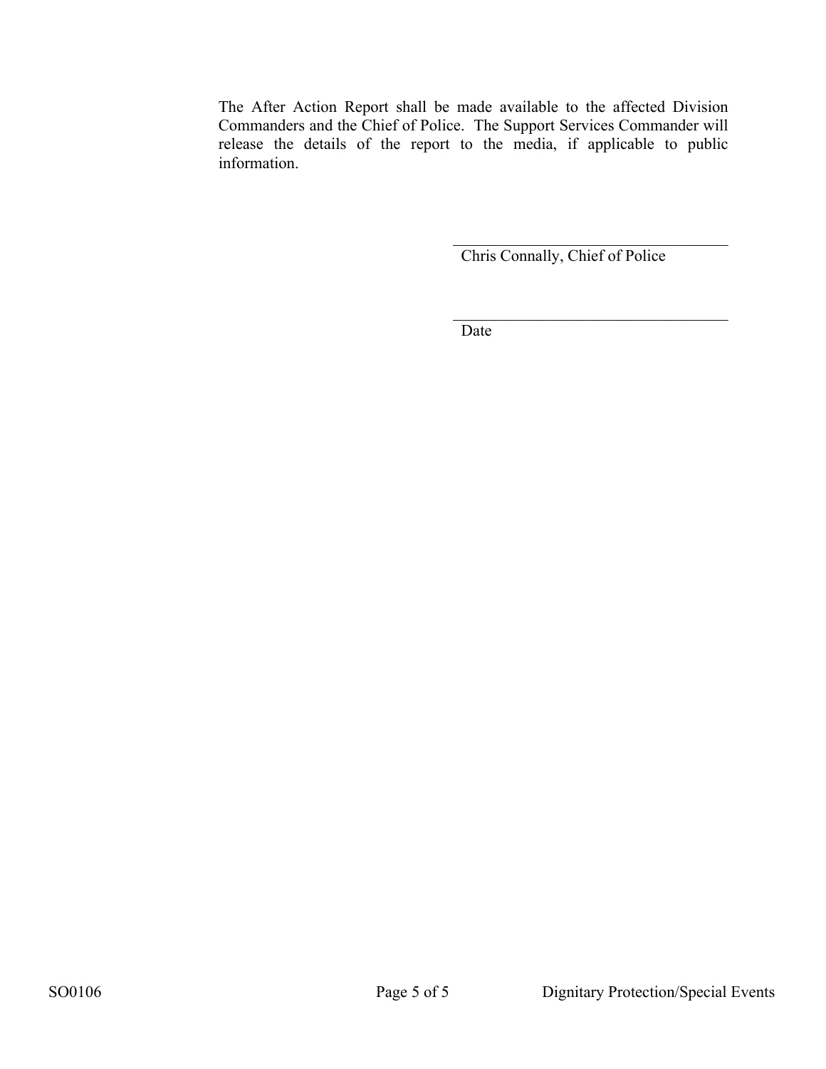The After Action Report shall be made available to the affected Division Commanders and the Chief of Police. The Support Services Commander will release the details of the report to the media, if applicable to public information.

\_\_\_\_\_\_\_\_\_\_\_\_\_\_\_\_\_\_\_\_\_\_\_\_\_\_\_\_\_\_\_\_\_\_\_\_
Chris Connally, Chief of Police

\_\_\_\_\_\_\_\_\_\_\_\_\_\_\_\_\_\_\_\_\_\_\_\_\_\_\_\_\_\_\_\_\_\_\_\_
Date